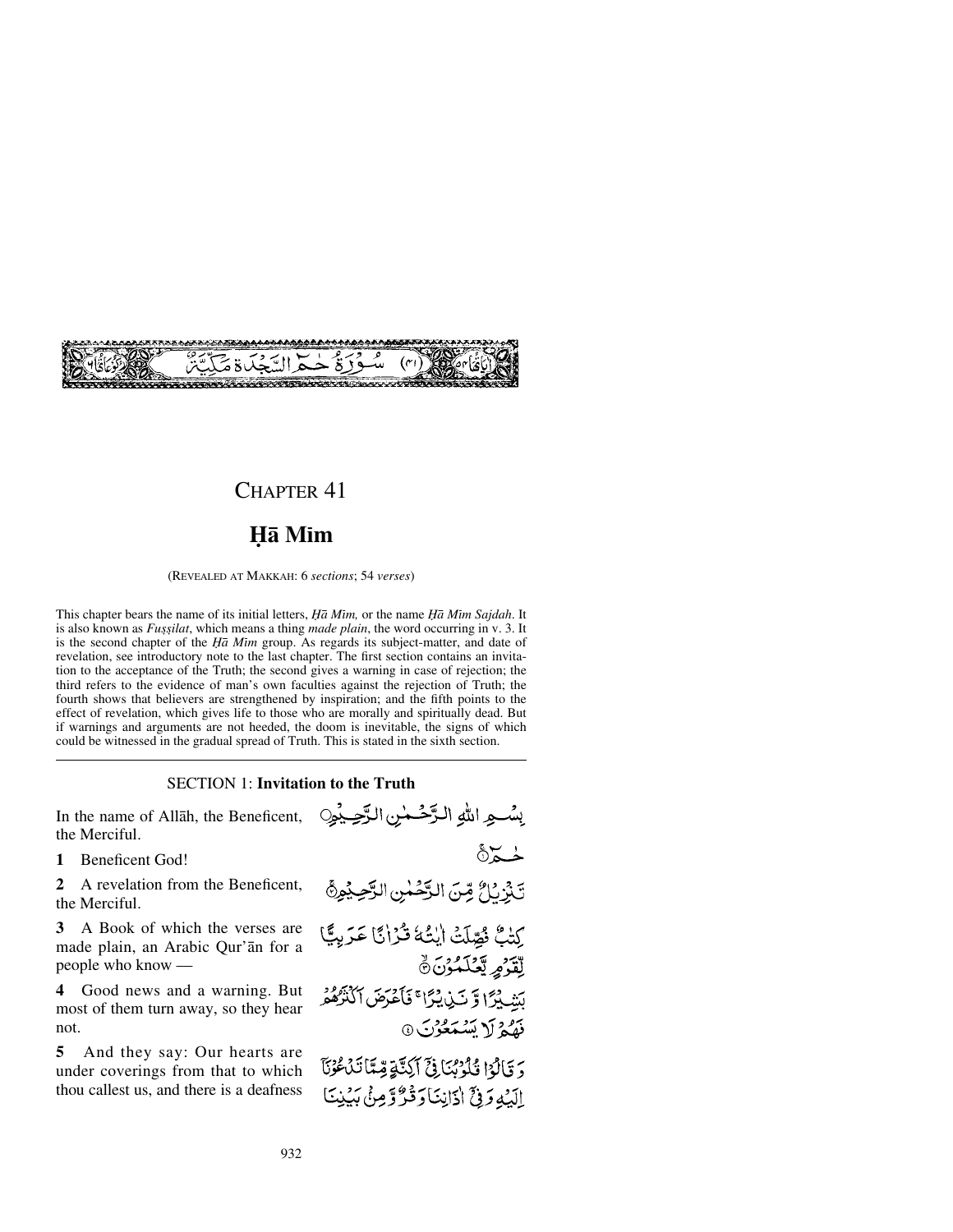سُورَةُ حٰمٓ السَّجْدَة مَكِّيَّةٌ (٤١)

# CHAPTER 41

## Ḥā Mīm

(REVEALED AT MAKKAH: 6 *sections*; 54 *verses*)

This chapter bears the name of its initial letters, *Ḥā Mīm,* or the name *Ḥā Mīm Sajdah*. It is also known as *Fuṣṣilat*, which means a thing *made plain*, the word occurring in v. 3. It is the second chapter of the *Ḥā Mīm* group. As regards its subject-matter, and date of revelation, see introductory note to the last chapter. The first section contains an invitation to the acceptance of the Truth; the second gives a warning in case of rejection; the third refers to the evidence of man's own faculties against the rejection of Truth; the fourth shows that believers are strengthened by inspiration; and the fifth points to the effect of revelation, which gives life to those who are morally and spiritually dead. But if warnings and arguments are not heeded, the doom is inevitable, the signs of which could be witnessed in the gradual spread of Truth. This is stated in the sixth section.

---

### SECTION 1: **Invitation to the Truth**

In the name of Allāh, the Beneficent, the Merciful.

بِسْمِ اللّٰهِ الرَّحْمٰنِ الرَّحِيْمِ

**1** Beneficent God!

حٰمٓ ﴿١﴾

**2** A revelation from the Beneficent, the Merciful.

تَنْزِيْلٌ مِّنَ الرَّحْمٰنِ الرَّحِيْمِ ﴿٢﴾

**3** A Book of which the verses are made plain, an Arabic Qur'ān for a people who know —

كِتٰبٌ فُصِّلَتْ اٰيٰتُهٗ قُرْاٰنًا عَرَبِيًّا لِّقَوْمٍ يَّعْلَمُوْنَ ﴿٣﴾

**4** Good news and a warning. But most of them turn away, so they hear not.

بَشِيْرًا وَّ نَذِيْرًا ۚ فَاَعْرَضَ اَكْثَرُهُمْ فَهُمْ لَا يَسْمَعُوْنَ ﴿٤﴾

**5** And they say: Our hearts are under coverings from that to which thou callest us, and there is a deafness

وَ قَالُوْا قُلُوْبُنَا فِيْۤ اَكِنَّةٍ مِّمَّا تَدْعُوْنَاۤ اِلَيْهِ وَ فِيْۤ اٰذَانِنَا وَقْرٌ وَّ مِنْۢ بَيْنِنَا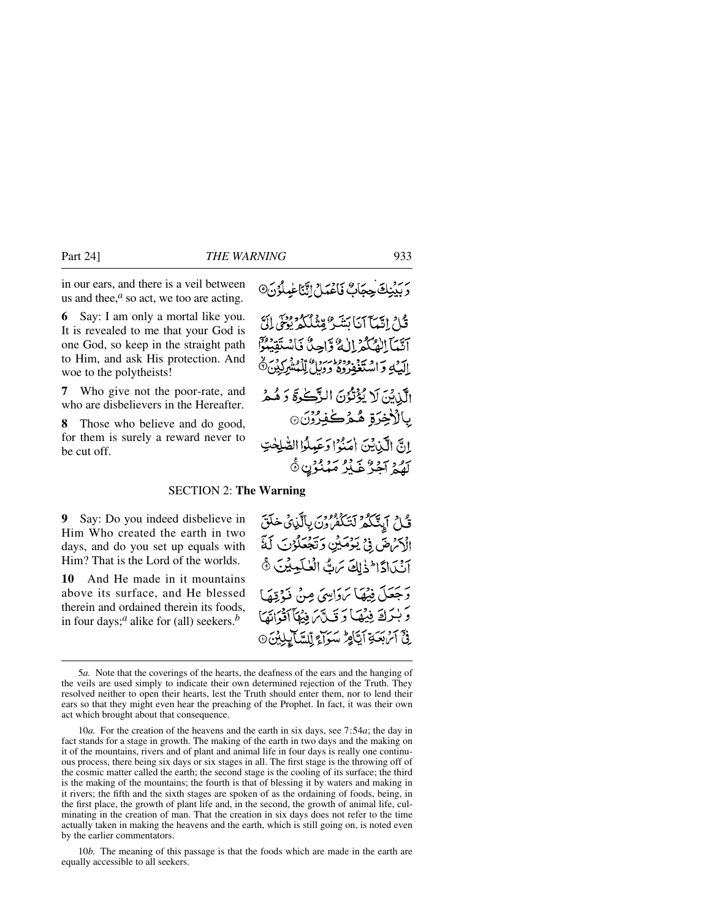in our ears, and there is a veil between us and thee,[a] so act, we too are acting.

وَبَيْنِكَ حِجَابٌ فَاعْمَلْ إِنَّنَا عٰمِلُوْنَ ۝

**6** Say: I am only a mortal like you. It is revealed to me that your God is one God, so keep in the straight path to Him, and ask His protection. And woe to the polytheists!

قُلْ إِنَّمَآ أَنَا بَشَرٌ مِّثْلُكُمْ يُوْحٰٓى إِلَيَّ أَنَّمَآ إِلٰهُكُمْ إِلٰهٌ وَّاحِدٌ فَاسْتَقِيْمُوْٓا إِلَيْهِ وَاسْتَغْفِرُوْهُ ۗ وَوَيْلٌ لِّلْمُشْرِكِيْنَ ۝

**7** Who give not the poor-rate, and who are disbelievers in the Hereafter.

الَّذِيْنَ لَا يُؤْتُوْنَ الزَّكٰوةَ وَهُمْ بِالْاٰخِرَةِ هُمْ كٰفِرُوْنَ ۝

**8** Those who believe and do good, for them is surely a reward never to be cut off.

إِنَّ الَّذِيْنَ اٰمَنُوْا وَعَمِلُوا الصّٰلِحٰتِ لَهُمْ أَجْرٌ غَيْرُ مَمْنُوْنٍ ۝

## SECTION 2: **The Warning**

**9** Say: Do you indeed disbelieve in Him Who created the earth in two days, and do you set up equals with Him? That is the Lord of the worlds.

قُلْ أَئِنَّكُمْ لَتَكْفُرُوْنَ بِالَّذِيْ خَلَقَ الْأَرْضَ فِيْ يَوْمَيْنِ وَتَجْعَلُوْنَ لَهٗٓ أَنْدَادًا ۗ ذٰلِكَ رَبُّ الْعٰلَمِيْنَ ۝

**10** And He made in it mountains above its surface, and He blessed therein and ordained therein its foods, in four days;[a] alike for (all) seekers.[b]

وَجَعَلَ فِيْهَا رَوَاسِيَ مِنْ فَوْقِهَا وَبٰرَكَ فِيْهَا وَقَدَّرَ فِيْهَآ أَقْوَاتَهَا فِيْٓ أَرْبَعَةِ أَيَّامٍ ۗ سَوَآءً لِّلسَّآئِلِيْنَ ۝

---

5*a.* Note that the coverings of the hearts, the deafness of the ears and the hanging of the veils are used simply to indicate their own determined rejection of the Truth. They resolved neither to open their hearts, lest the Truth should enter them, nor to lend their ears so that they might even hear the preaching of the Prophet. In fact, it was their own act which brought about that consequence.

10*a.* For the creation of the heavens and the earth in six days, see 7:54*a*; the day in fact stands for a stage in growth. The making of the earth in two days and the making on it of the mountains, rivers and of plant and animal life in four days is really one continuous process, there being six days or six stages in all. The first stage is the throwing off of the cosmic matter called the earth; the second stage is the cooling of its surface; the third is the making of the mountains; the fourth is that of blessing it by waters and making in it rivers; the fifth and the sixth stages are spoken of as the ordaining of foods, being, in the first place, the growth of plant life and, in the second, the growth of animal life, culminating in the creation of man. That the creation in six days does not refer to the time actually taken in making the heavens and the earth, which is still going on, is noted even by the earlier commentators.

10*b.* The meaning of this passage is that the foods which are made in the earth are equally accessible to all seekers.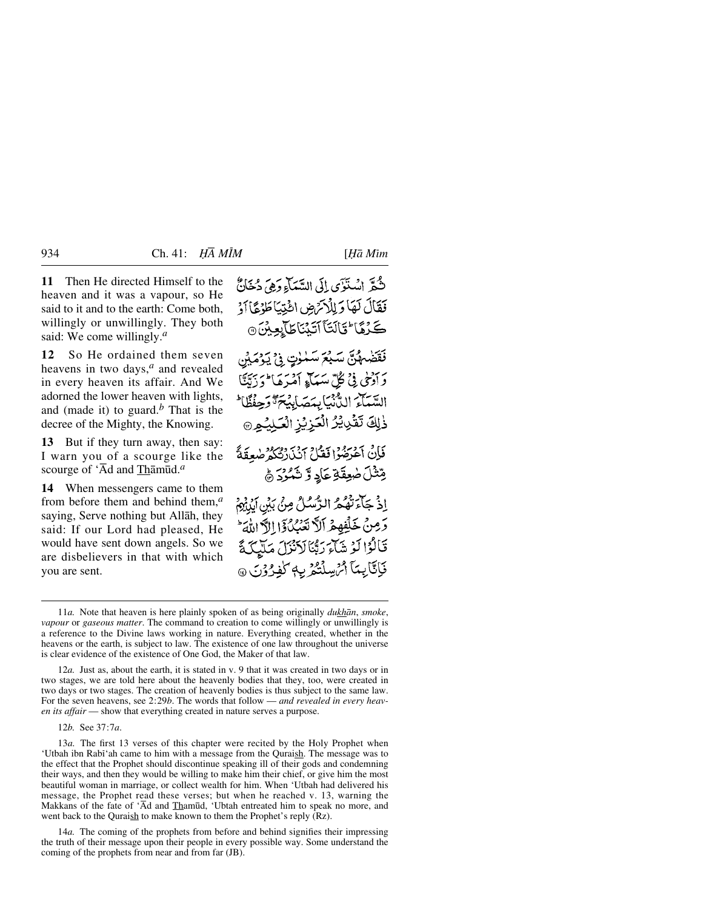**11** Then He directed Himself to the heaven and it was a vapour, so He said to it and to the earth: Come both, willingly or unwillingly. They both said: We come willingly.[a]

ثُمَّ اسْتَوٰۤی اِلَی السَّمَآءِ وَ هِیَ دُخَانٌ فَقَالَ لَهَا وَ لِلْاَرْضِ ائْتِیَا طَوْعًا اَوْ كَرْهًا ؕ قَالَتَاۤ اَتَیْنَا طَآئِعِیْنَ ﴿۱۱﴾

**12** So He ordained them seven heavens in two days,[a] and revealed in every heaven its affair. And We adorned the lower heaven with lights, and (made it) to guard.[b] That is the decree of the Mighty, the Knowing.

فَقَضٰىهُنَّ سَبْعَ سَمٰوٰتٍ فِیْ یَوْمَیْنِ وَ اَوْحٰی فِیْ كُلِّ سَمَآءٍ اَمْرَهَا ؕ وَ زَیَّنَّا السَّمَآءَ الدُّنْیَا بِمَصَابِیْحَ ۖۗ وَ حِفْظًا ؕ ذٰلِكَ تَقْدِیْرُ الْعَزِیْزِ الْعَلِیْمِ ﴿۱۲﴾

**13** But if they turn away, then say: I warn you of a scourge like the scourge of ‘Ād and Thāmūd.[a]

فَاِنْ اَعْرَضُوْا فَقُلْ اَنْذَرْتُكُمْ صٰعِقَةً مِّثْلَ صٰعِقَةِ عَادٍ وَّ ثَمُوْدَ ﴿ؕ۱۳﴾

**14** When messengers came to them from before them and behind them,[a] saying, Serve nothing but Allāh, they said: If our Lord had pleased, He would have sent down angels. So we are disbelievers in that with which you are sent.

اِذْ جَآءَتْهُمُ الرُّسُلُ مِنْۢ بَیْنِ اَیْدِیْهِمْ وَ مِنْ خَلْفِهِمْ اَلَّا تَعْبُدُوْۤا اِلَّا اللّٰهَ ؕ قَالُوْا لَوْ شَآءَ رَبُّنَا لَاَنْزَلَ مَلٰٓئِكَةً فَاِنَّا بِمَاۤ اُرْسِلْتُمْ بِهٖ كٰفِرُوْنَ ﴿۱۴﴾

---

11*a.* Note that heaven is here plainly spoken of as being originally *dukhān*, *smoke*, *vapour* or *gaseous matter*. The command to creation to come willingly or unwillingly is a reference to the Divine laws working in nature. Everything created, whether in the heavens or the earth, is subject to law. The existence of one law throughout the universe is clear evidence of the existence of One God, the Maker of that law.

12*a.* Just as, about the earth, it is stated in v. 9 that it was created in two days or in two stages, we are told here about the heavenly bodies that they, too, were created in two days or two stages. The creation of heavenly bodies is thus subject to the same law. For the seven heavens, see 2:29*b*. The words that follow — *and revealed in every heaven its affair* — show that everything created in nature serves a purpose.

12*b.* See 37:7*a*.

13*a.* The first 13 verses of this chapter were recited by the Holy Prophet when ‘Utbah ibn Rabī‘ah came to him with a message from the Quraish. The message was to the effect that the Prophet should discontinue speaking ill of their gods and condemning their ways, and then they would be willing to make him their chief, or give him the most beautiful woman in marriage, or collect wealth for him. When ‘Utbah had delivered his message, the Prophet read these verses; but when he reached v. 13, warning the Makkans of the fate of ‘Ād and Thamūd, ‘Ubtah entreated him to speak no more, and went back to the Quraish to make known to them the Prophet’s reply (Rz).

14*a.* The coming of the prophets from before and behind signifies their impressing the truth of their message upon their people in every possible way. Some understand the coming of the prophets from near and from far (JB).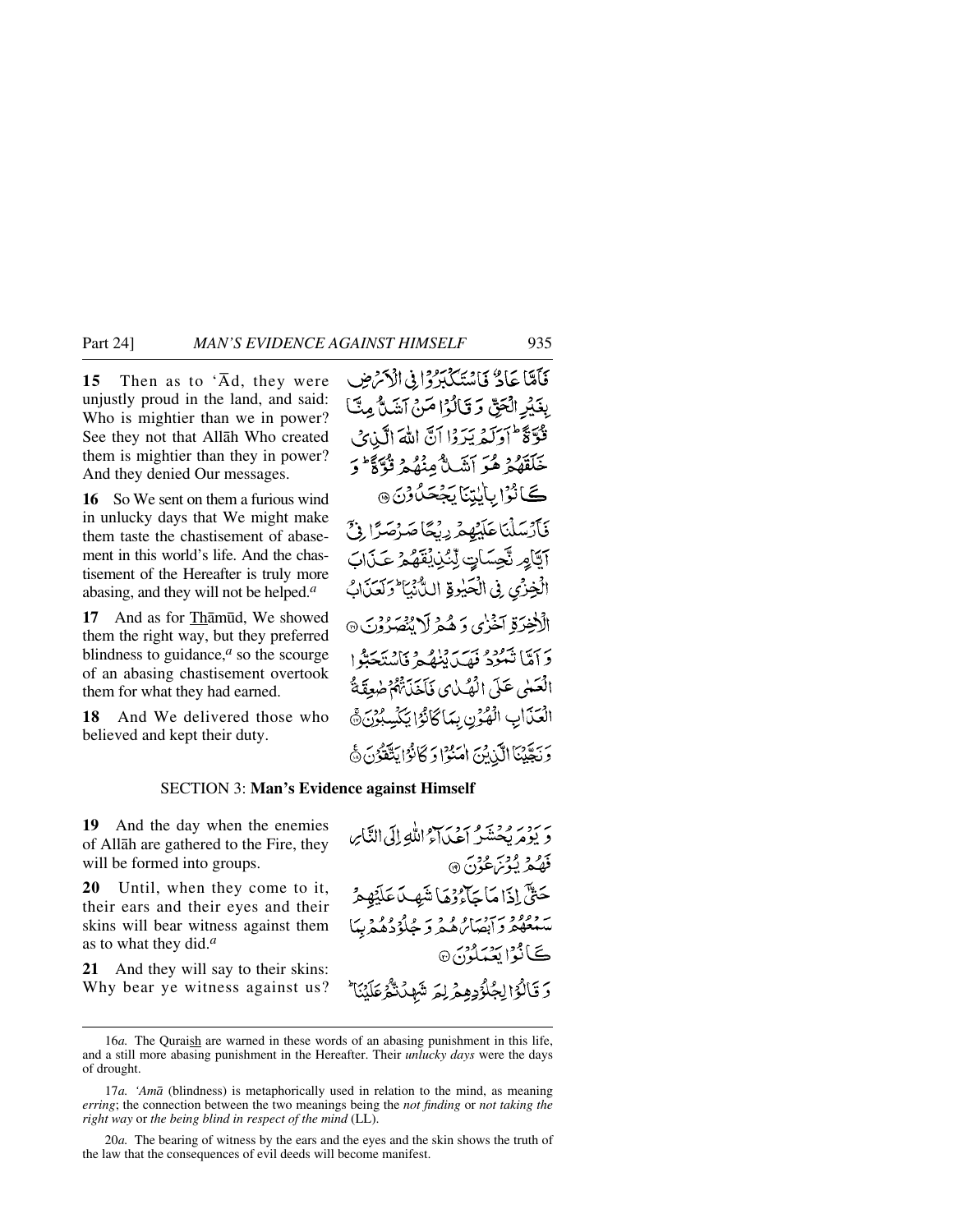**15** Then as to 'Ād, they were unjustly proud in the land, and said: Who is mightier than we in power? See they not that Allāh Who created them is mightier than they in power? And they denied Our messages.

فَأَمَّا عَادٌ فَاسْتَكْبَرُوا فِي الْأَرْضِ بِغَيْرِ الْحَقِّ وَقَالُوا مَنْ أَشَدُّ مِنَّا قُوَّةً ۖ أَوَلَمْ يَرَوْا أَنَّ اللَّهَ الَّذِي خَلَقَهُمْ هُوَ أَشَدُّ مِنْهُمْ قُوَّةً ۖ وَكَانُوا بِآيَاتِنَا يَجْحَدُونَ ۝

**16** So We sent on them a furious wind in unlucky days that We might make them taste the chastisement of abasement in this world's life. And the chastisement of the Hereafter is truly more abasing, and they will not be helped.[a]

فَأَرْسَلْنَا عَلَيْهِمْ رِيحًا صَرْصَرًا فِي أَيَّامٍ نَّحِسَاتٍ لِّنُذِيقَهُمْ عَذَابَ الْخِزْيِ فِي الْحَيَاةِ الدُّنْيَا ۖ وَلَعَذَابُ الْآخِرَةِ أَخْزَىٰ ۖ وَهُمْ لَا يُنصَرُونَ ۝

**17** And as for Thāmūd, We showed them the right way, but they preferred blindness to guidance,[a] so the scourge of an abasing chastisement overtook them for what they had earned.

وَأَمَّا ثَمُودُ فَهَدَيْنَاهُمْ فَاسْتَحَبُّوا الْعَمَىٰ عَلَى الْهُدَىٰ فَأَخَذَتْهُمْ صَاعِقَةُ الْعَذَابِ الْهُونِ بِمَا كَانُوا يَكْسِبُونَ ۝

**18** And We delivered those who believed and kept their duty.

وَنَجَّيْنَا الَّذِينَ آمَنُوا وَكَانُوا يَتَّقُونَ ۝

## SECTION 3: Man's Evidence against Himself

**19** And the day when the enemies of Allāh are gathered to the Fire, they will be formed into groups.

وَيَوْمَ يُحْشَرُ أَعْدَاءُ اللَّهِ إِلَى النَّارِ فَهُمْ يُوزَعُونَ ۝

**20** Until, when they come to it, their ears and their eyes and their skins will bear witness against them as to what they did.[a]

حَتَّىٰ إِذَا مَا جَاءُوهَا شَهِدَ عَلَيْهِمْ سَمْعُهُمْ وَأَبْصَارُهُمْ وَجُلُودُهُم بِمَا كَانُوا يَعْمَلُونَ ۝

**21** And they will say to their skins: Why bear ye witness against us?

وَقَالُوا لِجُلُودِهِمْ لِمَ شَهِدتُّمْ عَلَيْنَا ۖ

---

16*a.* The Quraish are warned in these words of an abasing punishment in this life, and a still more abasing punishment in the Hereafter. Their *unlucky days* were the days of drought.

17*a.* *'Amā* (blindness) is metaphorically used in relation to the mind, as meaning *erring*; the connection between the two meanings being the *not finding* or *not taking the right way* or *the being blind in respect of the mind* (LL).

20*a.* The bearing of witness by the ears and the eyes and the skin shows the truth of the law that the consequences of evil deeds will become manifest.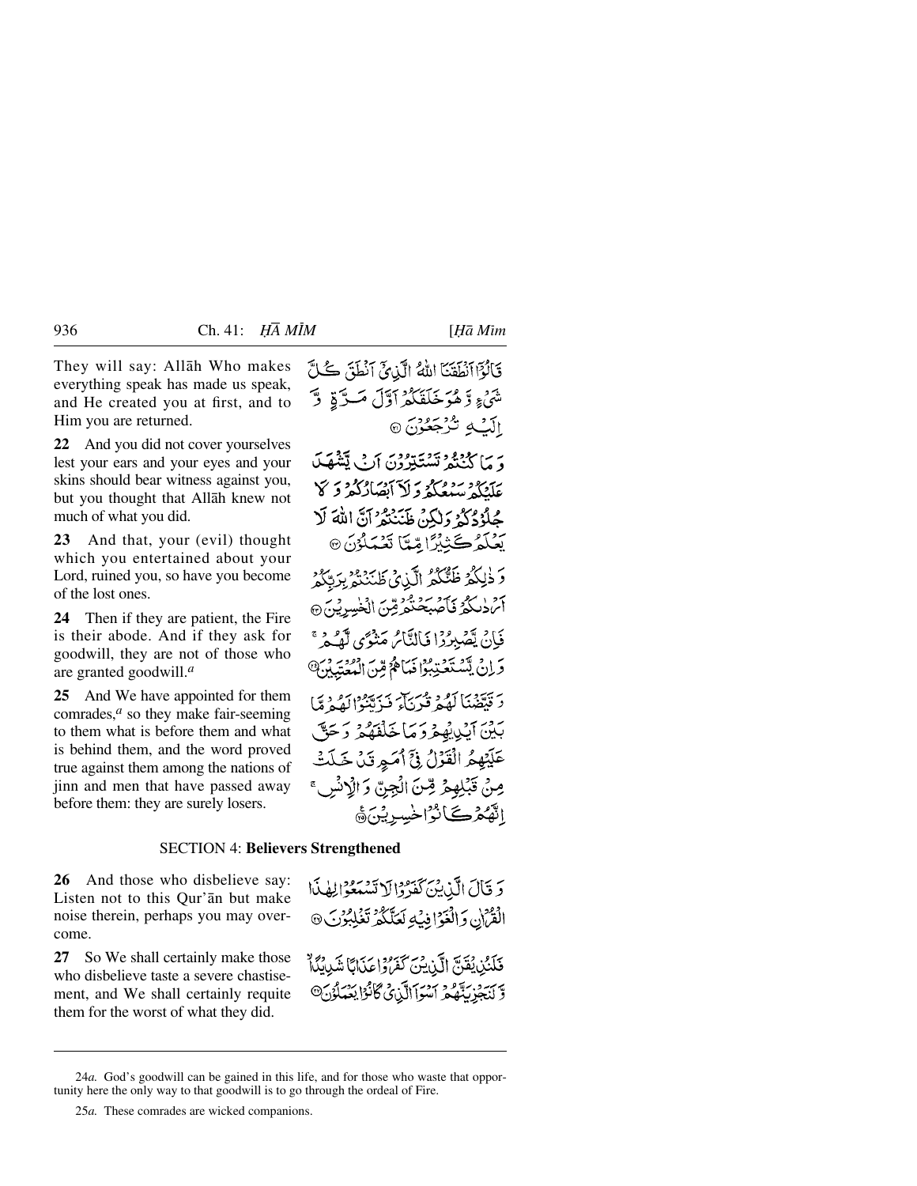They will say: Allāh Who makes everything speak has made us speak, and He created you at first, and to Him you are returned.

قَالُوْٓا اَنْطَقَنَا اللّٰهُ الَّذِيْٓ اَنْطَقَ كُلَّ شَيْءٍ وَّ هُوَ خَلَقَكُمْ اَوَّلَ مَرَّةٍ وَّ اِلَيْهِ تُرْجَعُوْنَ ﴿۲۱﴾

**22** And you did not cover yourselves lest your ears and your eyes and your skins should bear witness against you, but you thought that Allāh knew not much of what you did.

وَ مَا كُنْتُمْ تَسْتَتِرُوْنَ اَنْ يَّشْهَدَ عَلَيْكُمْ سَمْعُكُمْ وَ لَآ اَبْصَارُكُمْ وَ لَا جُلُوْدُكُمْ وَلٰكِنْ ظَنَنْتُمْ اَنَّ اللّٰهَ لَا يَعْلَمُ كَثِيْرًا مِّمَّا تَعْمَلُوْنَ ﴿۲۲﴾

**23** And that, your (evil) thought which you entertained about your Lord, ruined you, so have you become of the lost ones.

وَ ذٰلِكُمْ ظَنُّكُمُ الَّذِيْ ظَنَنْتُمْ بِرَبِّكُمْ اَرْدٰىكُمْ فَاَصْبَحْتُمْ مِّنَ الْخٰسِرِيْنَ ﴿۲۳﴾

**24** Then if they are patient, the Fire is their abode. And if they ask for goodwill, they are not of those who are granted goodwill.[a]

فَاِنْ يَّصْبِرُوْا فَالنَّارُ مَثْوًى لَّهُمْ ۚ وَ اِنْ يَّسْتَعْتِبُوْا فَمَا هُمْ مِّنَ الْمُعْتَبِيْنَ ﴿۲۴﴾

**25** And We have appointed for them comrades,[a] so they make fair-seeming to them what is before them and what is behind them, and the word proved true against them among the nations of jinn and men that have passed away before them: they are surely losers.

وَ قَيَّضْنَا لَهُمْ قُرَنَآءَ فَزَيَّنُوْا لَهُمْ مَّا بَيْنَ اَيْدِيْهِمْ وَ مَا خَلْفَهُمْ وَ حَقَّ عَلَيْهِمُ الْقَوْلُ فِيْٓ اُمَمٍ قَدْ خَلَتْ مِنْ قَبْلِهِمْ مِّنَ الْجِنِّ وَ الْاِنْسِ ۚ اِنَّهُمْ كَانُوْا خٰسِرِيْنَ ﴿۲۵﴾

## SECTION 4: Believers Strengthened

**26** And those who disbelieve say: Listen not to this Qur'ān but make noise therein, perhaps you may overcome.

وَ قَالَ الَّذِيْنَ كَفَرُوْا لَا تَسْمَعُوْا لِهٰذَا الْقُرْاٰنِ وَالْغَوْا فِيْهِ لَعَلَّكُمْ تَغْلِبُوْنَ ﴿۲۶﴾

**27** So We shall certainly make those who disbelieve taste a severe chastisement, and We shall certainly requite them for the worst of what they did.

فَلَنُذِيْقَنَّ الَّذِيْنَ كَفَرُوْا عَذَابًا شَدِيْدًا ۙ وَّ لَنَجْزِيَنَّهُمْ اَسْوَاَ الَّذِيْ كَانُوْا يَعْمَلُوْنَ ﴿۲۷﴾

---

24*a*. God's goodwill can be gained in this life, and for those who waste that opportunity here the only way to that goodwill is to go through the ordeal of Fire.

25*a*. These comrades are wicked companions.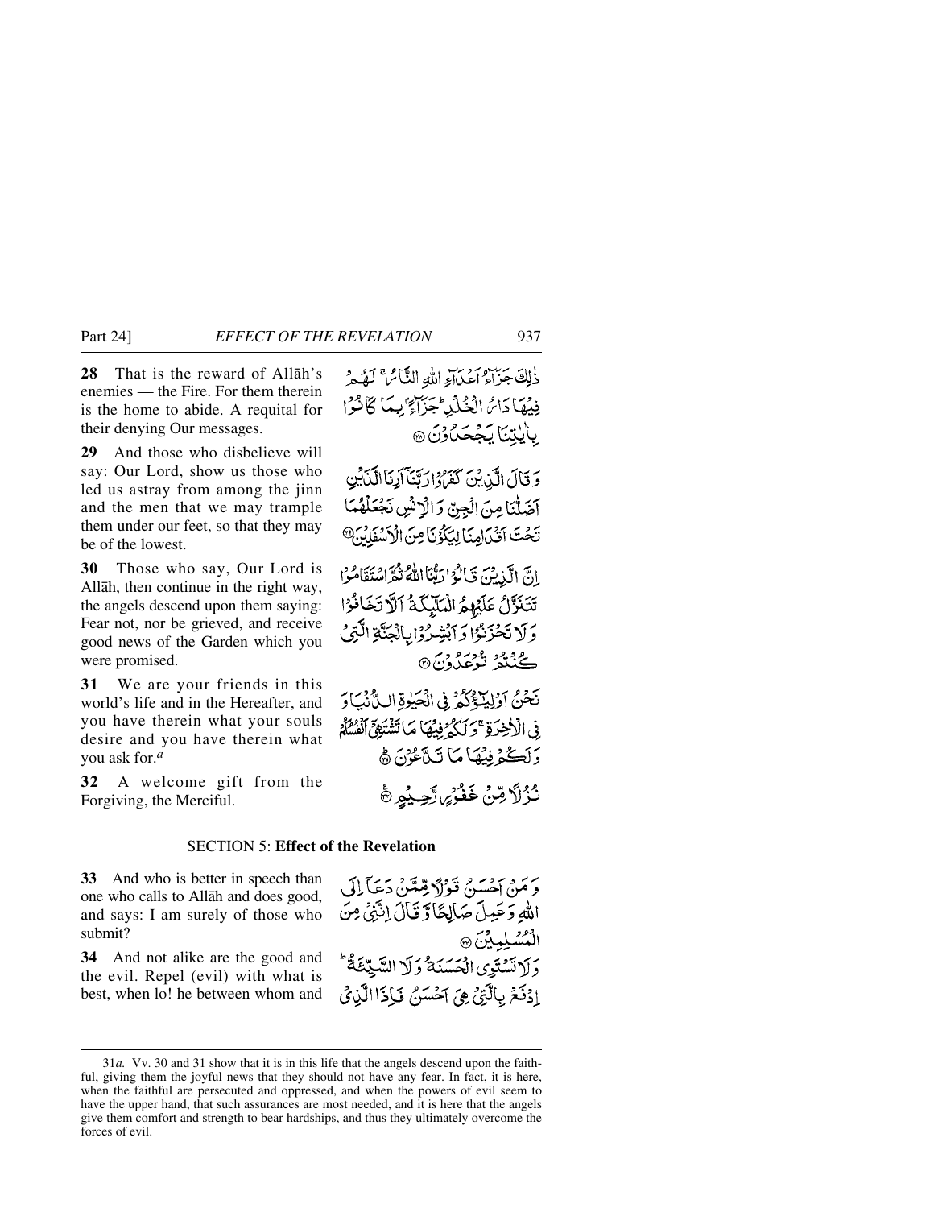**28** That is the reward of Allāh's enemies — the Fire. For them therein is the home to abide. A requital for their denying Our messages.

ذٰلِكَ جَزَآءُ اَعۡدَآءِ اللّٰهِ النَّارُ ۚ لَهُمۡ فِيۡهَا دَارُ الۡخُلۡدِ ؕ جَزَآءًۢ بِمَا كَانُوۡا بِاٰيٰتِنَا يَجۡحَدُوۡنَ ﴿۲۸﴾

**29** And those who disbelieve will say: Our Lord, show us those who led us astray from among the jinn and the men that we may trample them under our feet, so that they may be of the lowest.

وَ قَالَ الَّذِيۡنَ كَفَرُوۡا رَبَّنَاۤ اَرِنَا الَّذَيۡنِ اَضَلّٰنَا مِنَ الۡجِنِّ وَ الۡاِنۡسِ نَجۡعَلۡهُمَا تَحۡتَ اَقۡدَامِنَا لِيَكُوۡنَا مِنَ الۡاَسۡفَلِيۡنَ ﴿۲۹﴾

**30** Those who say, Our Lord is Allāh, then continue in the right way, the angels descend upon them saying: Fear not, nor be grieved, and receive good news of the Garden which you were promised.

اِنَّ الَّذِيۡنَ قَالُوۡا رَبُّنَا اللّٰهُ ثُمَّ اسۡتَقَامُوۡا تَتَنَزَّلُ عَلَيۡهِمُ الۡمَلٰٓئِكَةُ اَلَّا تَخَافُوۡا وَ لَا تَحۡزَنُوۡا وَ اَبۡشِرُوۡا بِالۡجَنَّةِ الَّتِىۡ كُنۡتُمۡ تُوۡعَدُوۡنَ ﴿۳۰﴾

**31** We are your friends in this world's life and in the Hereafter, and you have therein what your souls desire and you have therein what you ask for.[a]

نَحۡنُ اَوۡلِيٰٓـؤُكُمۡ فِى الۡحَيٰوةِ الدُّنۡيَا وَ فِى الۡاٰخِرَةِ ۚ وَ لَكُمۡ فِيۡهَا مَا تَشۡتَهِىۡۤ اَنۡفُسُكُمۡ وَ لَكُمۡ فِيۡهَا مَا تَدَّعُوۡنَ ﴿ؕ۳۱﴾

**32** A welcome gift from the Forgiving, the Merciful.

نُزُلًا مِّنۡ غَفُوۡرٍ رَّحِيۡمٍ ﴿٪۳۲﴾

## SECTION 5: **Effect of the Revelation**

**33** And who is better in speech than one who calls to Allāh and does good, and says: I am surely of those who submit?

وَ مَنۡ اَحۡسَنُ قَوۡلًا مِّمَّنۡ دَعَاۤ اِلَى اللّٰهِ وَ عَمِلَ صَالِحًا وَّ قَالَ اِنَّنِىۡ مِنَ الۡمُسۡلِمِيۡنَ ﴿۳۳﴾

**34** And not alike are the good and the evil. Repel (evil) with what is best, when lo! he between whom and

وَ لَا تَسۡتَوِى الۡحَسَنَةُ وَ لَا السَّيِّئَةُ ؕ اِدۡفَعۡ بِالَّتِىۡ هِىَ اَحۡسَنُ فَاِذَا الَّذِىۡ

---

31*a.* Vv. 30 and 31 show that it is in this life that the angels descend upon the faithful, giving them the joyful news that they should not have any fear. In fact, it is here, when the faithful are persecuted and oppressed, and when the powers of evil seem to have the upper hand, that such assurances are most needed, and it is here that the angels give them comfort and strength to bear hardships, and thus they ultimately overcome the forces of evil.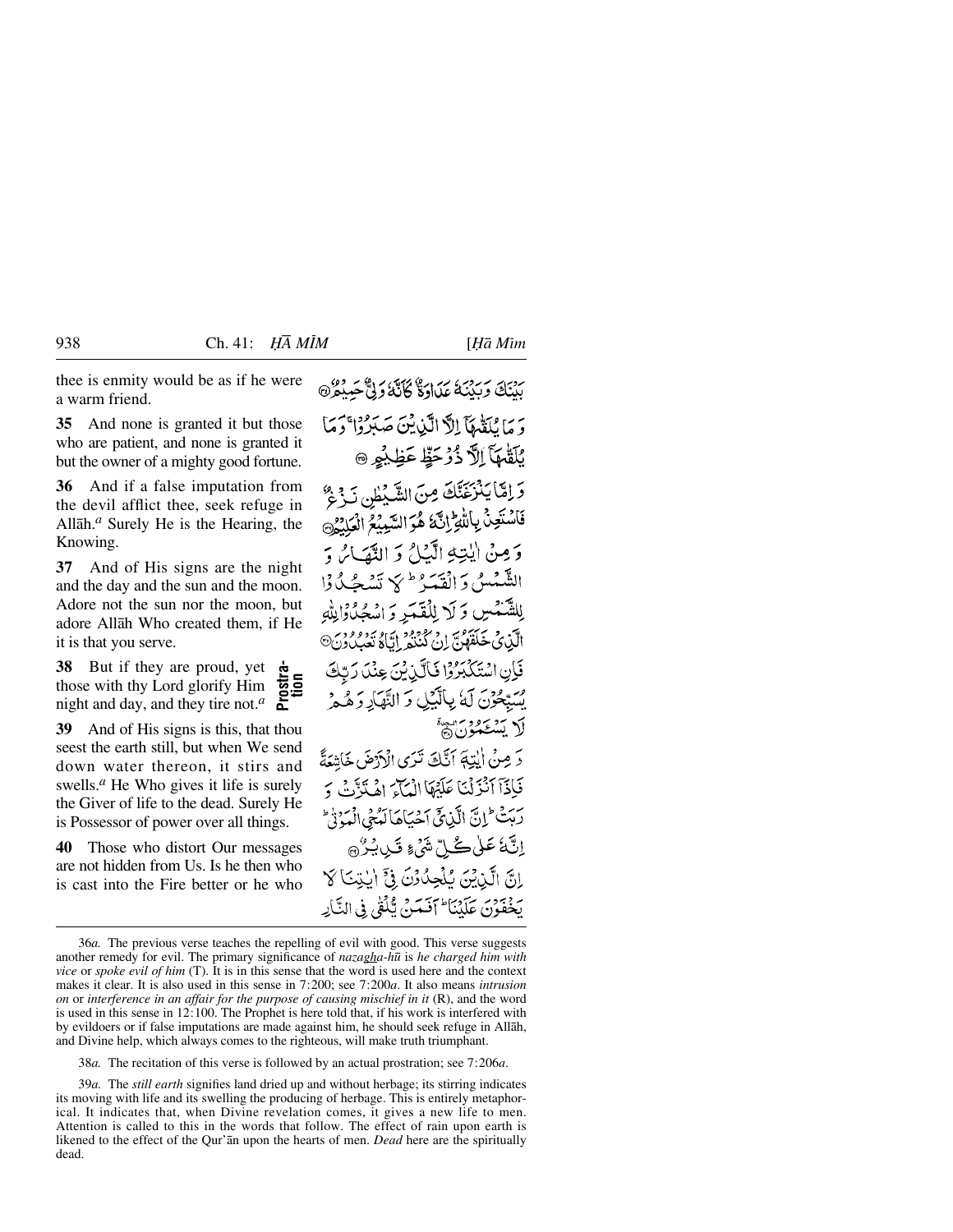thee is enmity would be as if he were a warm friend.

**35** And none is granted it but those who are patient, and none is granted it but the owner of a mighty good fortune.

**36** And if a false imputation from the devil afflict thee, seek refuge in Allāh.[a] Surely He is the Hearing, the Knowing.

**37** And of His signs are the night and the day and the sun and the moon. Adore not the sun nor the moon, but adore Allāh Who created them, if He it is that you serve.

**38** But if they are proud, yet those with thy Lord glorify Him night and day, and they tire not.[a] **Prostration**

**39** And of His signs is this, that thou seest the earth still, but when We send down water thereon, it stirs and swells.[a] He Who gives it life is surely the Giver of life to the dead. Surely He is Possessor of power over all things.

**40** Those who distort Our messages are not hidden from Us. Is he then who is cast into the Fire better or he who

بَيْنَكَ وَبَيْنَهُ عَدَاوَةٌ كَأَنَّهُ وَلِيٌّ حَمِيمٌ ﴿٣٤﴾

وَمَا يُلَقَّاهَا إِلَّا الَّذِينَ صَبَرُوا وَمَا يُلَقَّاهَا إِلَّا ذُو حَظٍّ عَظِيمٍ ﴿٣٥﴾

وَإِمَّا يَنْزَغَنَّكَ مِنَ الشَّيْطَانِ نَزْغٌ فَاسْتَعِذْ بِاللَّهِ ۖ إِنَّهُ هُوَ السَّمِيعُ الْعَلِيمُ ﴿٣٦﴾

وَمِنْ آيَاتِهِ اللَّيْلُ وَالنَّهَارُ وَالشَّمْسُ وَالْقَمَرُ ۚ لَا تَسْجُدُوا لِلشَّمْسِ وَلَا لِلْقَمَرِ وَاسْجُدُوا لِلَّهِ الَّذِي خَلَقَهُنَّ إِنْ كُنْتُمْ إِيَّاهُ تَعْبُدُونَ ﴿٣٧﴾

فَإِنِ اسْتَكْبَرُوا فَالَّذِينَ عِنْدَ رَبِّكَ يُسَبِّحُونَ لَهُ بِاللَّيْلِ وَالنَّهَارِ وَهُمْ لَا يَسْأَمُونَ ۩ ﴿٣٨﴾

وَمِنْ آيَاتِهِ أَنَّكَ تَرَى الْأَرْضَ خَاشِعَةً فَإِذَا أَنْزَلْنَا عَلَيْهَا الْمَاءَ اهْتَزَّتْ وَرَبَتْ ۚ إِنَّ الَّذِي أَحْيَاهَا لَمُحْيِي الْمَوْتَىٰ ۚ إِنَّهُ عَلَىٰ كُلِّ شَيْءٍ قَدِيرٌ ﴿٣٩﴾

إِنَّ الَّذِينَ يُلْحِدُونَ فِي آيَاتِنَا لَا يَخْفَوْنَ عَلَيْنَا ۗ أَفَمَنْ يُلْقَىٰ فِي النَّارِ

---

36*a.* The previous verse teaches the repelling of evil with good. This verse suggests another remedy for evil. The primary significance of *nazagha-hū* is *he charged him with vice* or *spoke evil of him* (T). It is in this sense that the word is used here and the context makes it clear. It is also used in this sense in 7:200; see 7:200*a*. It also means *intrusion on* or *interference in an affair for the purpose of causing mischief in it* (R), and the word is used in this sense in 12:100. The Prophet is here told that, if his work is interfered with by evildoers or if false imputations are made against him, he should seek refuge in Allāh, and Divine help, which always comes to the righteous, will make truth triumphant.

38*a.* The recitation of this verse is followed by an actual prostration; see 7:206*a*.

39*a.* The *still earth* signifies land dried up and without herbage; its stirring indicates its moving with life and its swelling the producing of herbage. This is entirely metaphorical. It indicates that, when Divine revelation comes, it gives a new life to men. Attention is called to this in the words that follow. The effect of rain upon earth is likened to the effect of the Qur'ān upon the hearts of men. *Dead* here are the spiritually dead.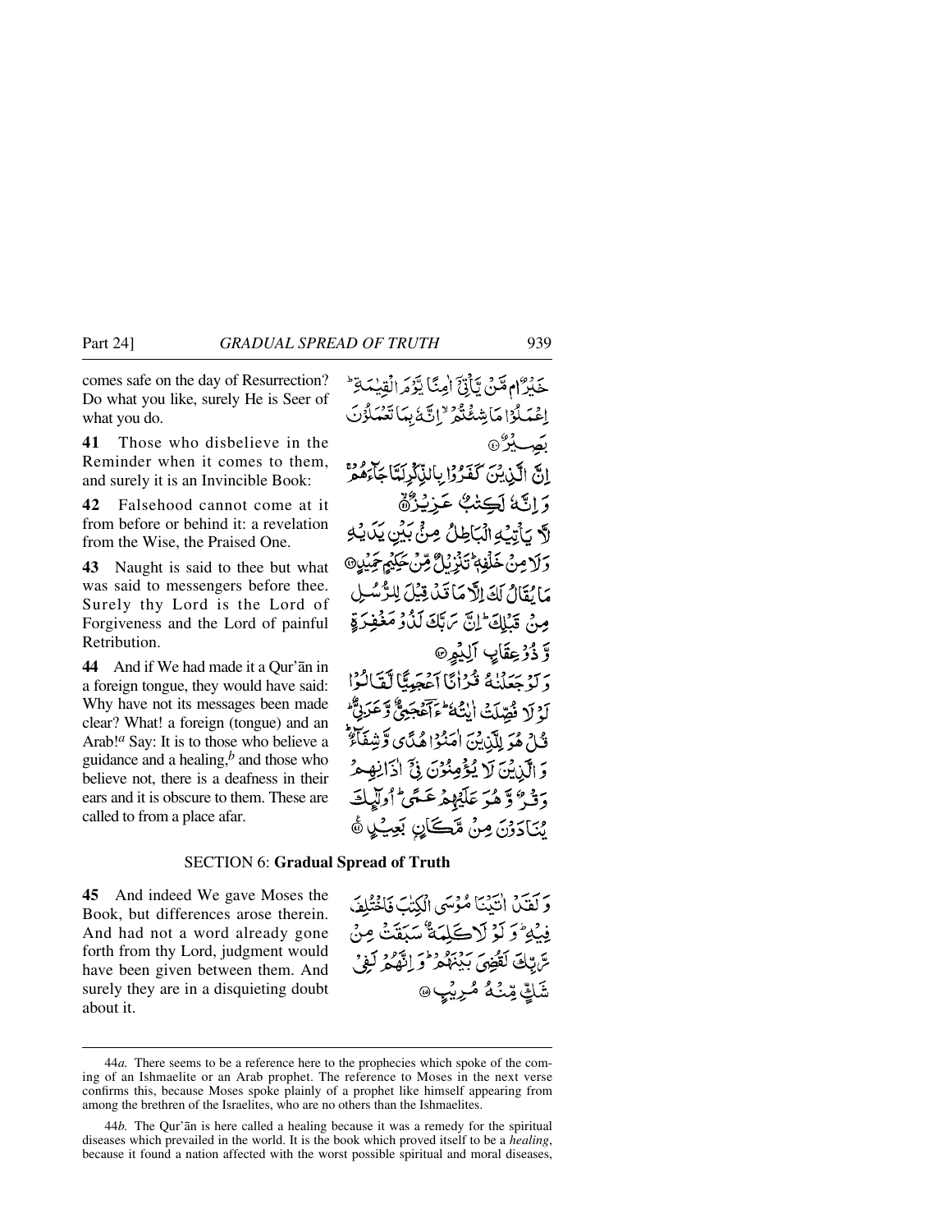comes safe on the day of Resurrection? Do what you like, surely He is Seer of what you do.

**41** Those who disbelieve in the Reminder when it comes to them, and surely it is an Invincible Book:

**42** Falsehood cannot come at it from before or behind it: a revelation from the Wise, the Praised One.

**43** Naught is said to thee but what was said to messengers before thee. Surely thy Lord is the Lord of Forgiveness and the Lord of painful Retribution.

**44** And if We had made it a Qur'ān in a foreign tongue, they would have said: Why have not its messages been made clear? What! a foreign (tongue) and an Arab![a] Say: It is to those who believe a guidance and a healing,[b] and those who believe not, there is a deafness in their ears and it is obscure to them. These are called to from a place afar.

خَيْرٌ اَمْ مَّنْ يَّاْتِيْۤ اٰمِنًا يَّوْمَ الْقِيٰمَةِ ؕ اِعْمَلُوْا مَا شِئْتُمْ ۙ اِنَّهٗ بِمَا تَعْمَلُوْنَ بَصِيْرٌ ۝

اِنَّ الَّذِيْنَ كَفَرُوْا بِالذِّكْرِ لَمَّا جَآءَهُمْ ۚ وَ اِنَّهٗ لَكِتٰبٌ عَزِيْزٌ ۝

لَّا يَاْتِيْهِ الْبَاطِلُ مِنْۢ بَيْنِ يَدَيْهِ وَ لَا مِنْ خَلْفِهٖ ؕ تَنْزِيْلٌ مِّنْ حَكِيْمٍ حَمِيْدٍ ۝

مَا يُقَالُ لَكَ اِلَّا مَا قَدْ قِيْلَ لِلرُّسُلِ مِنْ قَبْلِكَ ؕ اِنَّ رَبَّكَ لَذُوْ مَغْفِرَةٍ وَّ ذُوْ عِقَابٍ اَلِيْمٍ ۝

وَ لَوْ جَعَلْنٰهُ قُرْاٰنًا اَعْجَمِيًّا لَّقَالُوْا لَوْ لَا فُصِّلَتْ اٰيٰتُهٗ ؕ ءَاَعْجَمِيٌّ وَّ عَرَبِيٌّ ؕ قُلْ هُوَ لِلَّذِيْنَ اٰمَنُوْا هُدًى وَّ شِفَآءٌ ؕ وَ الَّذِيْنَ لَا يُؤْمِنُوْنَ فِيْۤ اٰذَانِهِمْ وَقْرٌ وَّ هُوَ عَلَيْهِمْ عَمًى ؕ اُولٰٓئِكَ يُنَادَوْنَ مِنْ مَّكَانٍۭ بَعِيْدٍ ۝

## SECTION 6: Gradual Spread of Truth

**45** And indeed We gave Moses the Book, but differences arose therein. And had not a word already gone forth from thy Lord, judgment would have been given between them. And surely they are in a disquieting doubt about it.

وَ لَقَدْ اٰتَيْنَا مُوْسَى الْكِتٰبَ فَاخْتُلِفَ فِيْهِ ؕ وَ لَوْ لَا كَلِمَةٌ سَبَقَتْ مِنْ رَّبِّكَ لَقُضِيَ بَيْنَهُمْ ؕ وَ اِنَّهُمْ لَفِيْ شَكٍّ مِّنْهُ مُرِيْبٍ ۝

---

44*a.* There seems to be a reference here to the prophecies which spoke of the coming of an Ishmaelite or an Arab prophet. The reference to Moses in the next verse confirms this, because Moses spoke plainly of a prophet like himself appearing from among the brethren of the Israelites, who are no others than the Ishmaelites.

44*b.* The Qur'ān is here called a healing because it was a remedy for the spiritual diseases which prevailed in the world. It is the book which proved itself to be a *healing*, because it found a nation affected with the worst possible spiritual and moral diseases,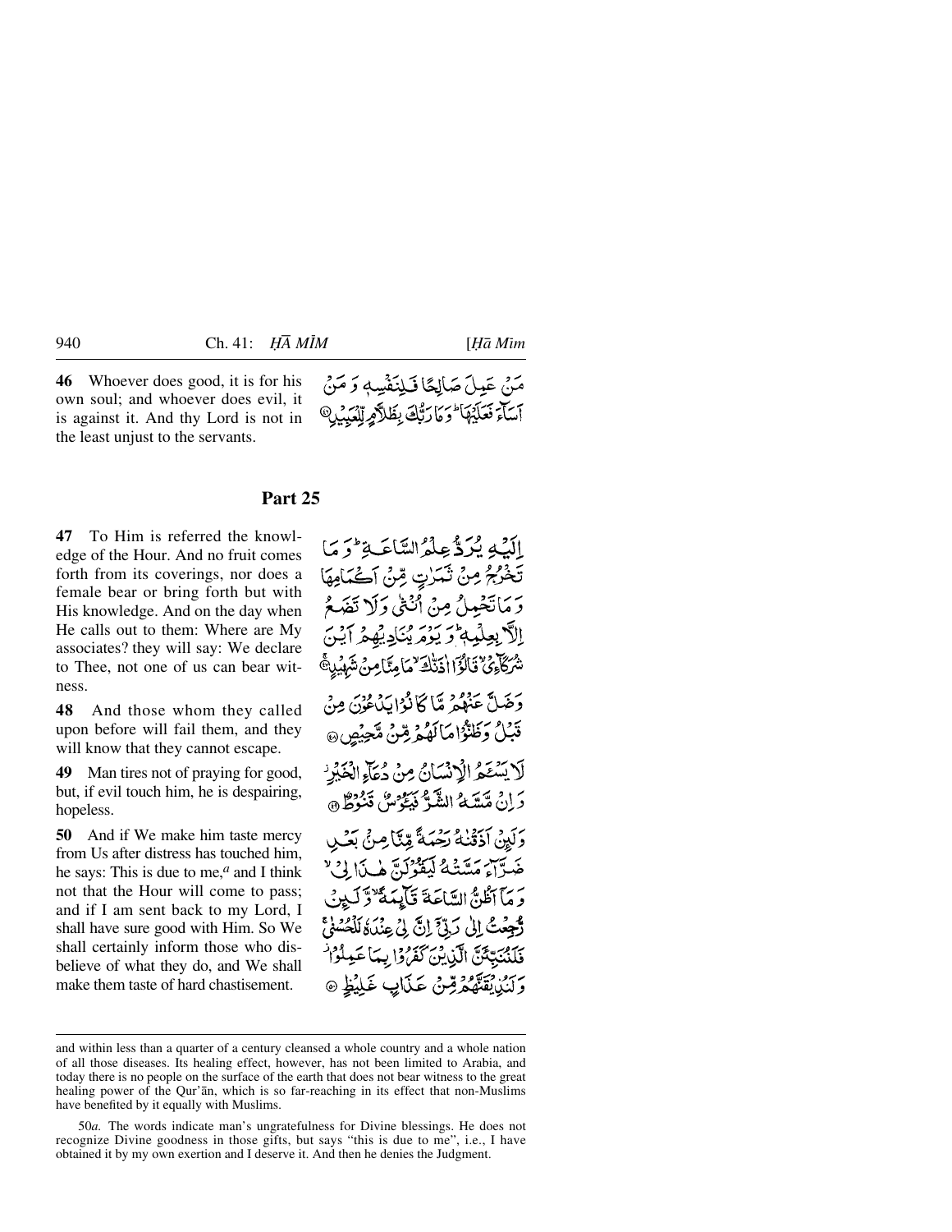**46** Whoever does good, it is for his own soul; and whoever does evil, it is against it. And thy Lord is not in the least unjust to the servants.

مَنْ عَمِلَ صَالِحًا فَلِنَفْسِهٖ وَ مَنْ اَسَآءَ فَعَلَيْهَا ؕ وَمَا رَبُّكَ بِظَلَّامٍ لِّلْعَبِيْدِ ﴿۴۶﴾

## Part 25

**47** To Him is referred the knowledge of the Hour. And no fruit comes forth from its coverings, nor does a female bear or bring forth but with His knowledge. And on the day when He calls out to them: Where are My associates? they will say: We declare to Thee, not one of us can bear witness.

اِلَيْهِ يُرَدُّ عِلْمُ السَّاعَةِ ؕ وَ مَا تَخْرُجُ مِنْ ثَمَرٰتٍ مِّنْ اَكْمَامِهَا وَ مَا تَحْمِلُ مِنْ اُنْثٰى وَ لَا تَضَعُ اِلَّا بِعِلْمِهٖ ؕ وَ يَوْمَ يُنَادِيْهِمْ اَيْنَ شُرَكَآءِيْ ۙ قَالُوْۤا اٰذَنّٰكَ ۙ مَا مِنَّا مِنْ شَهِيْدٍ ﴿۴۷﴾

**48** And those whom they called upon before will fail them, and they will know that they cannot escape.

وَ ضَلَّ عَنْهُمْ مَّا كَانُوْا يَدْعُوْنَ مِنْ قَبْلُ وَ ظَنُّوْا مَا لَهُمْ مِّنْ مَّحِيْصٍ ﴿۴۸﴾

**49** Man tires not of praying for good, but, if evil touch him, he is despairing, hopeless.

لَا يَسْـَٔمُ الْاِنْسَانُ مِنْ دُعَآءِ الْخَيْرِ ۫ وَ اِنْ مَّسَّهُ الشَّرُّ فَيَـُٔوْسٌ قَنُوْطٌ ﴿۴۹﴾

**50** And if We make him taste mercy from Us after distress has touched him, he says: This is due to me,[a] and I think not that the Hour will come to pass; and if I am sent back to my Lord, I shall have sure good with Him. So We shall certainly inform those who disbelieve of what they do, and We shall make them taste of hard chastisement.

وَ لَئِنْ اَذَقْنٰهُ رَحْمَةً مِّنَّا مِنْۢ بَعْدِ ضَرَّآءَ مَسَّتْهُ لَيَقُوْلَنَّ هٰذَا لِيْ ۙ وَ مَاۤ اَظُنُّ السَّاعَةَ قَآئِمَةً ۙ وَّ لَئِنْ رُّجِعْتُ اِلٰى رَبِّيْۤ اِنَّ لِيْ عِنْدَهٗ لَلْحُسْنٰى ۚ فَلَنُنَبِّئَنَّ الَّذِيْنَ كَفَرُوْا بِمَا عَمِلُوْا ۫ وَ لَنُذِيْقَنَّهُمْ مِّنْ عَذَابٍ غَلِيْظٍ ﴿۵۰﴾

---

and within less than a quarter of a century cleansed a whole country and a whole nation of all those diseases. Its healing effect, however, has not been limited to Arabia, and today there is no people on the surface of the earth that does not bear witness to the great healing power of the Qur'ān, which is so far-reaching in its effect that non-Muslims have benefited by it equally with Muslims.

50*a*. The words indicate man's ungratefulness for Divine blessings. He does not recognize Divine goodness in those gifts, but says "this is due to me", i.e., I have obtained it by my own exertion and I deserve it. And then he denies the Judgment.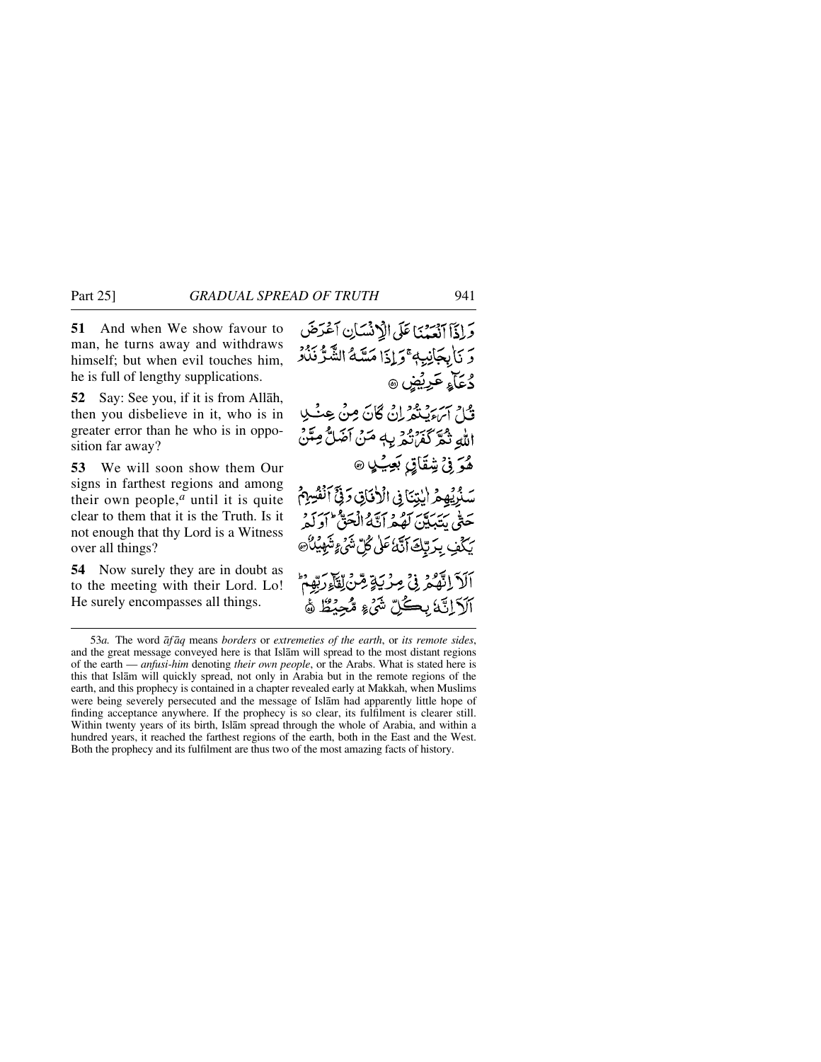**51** And when We show favour to man, he turns away and withdraws himself; but when evil touches him, he is full of lengthy supplications.

وَ اِذَآ اَنۡعَمۡنَا عَلَی الۡاِنۡسَانِ اَعۡرَضَ وَ نَاٰ بِجَانِبِہٖ ۚ وَ اِذَا مَسَّہُ الشَّرُّ فَذُوۡ دُعَآءٍ عَرِیۡضٍ ﴿۵۱﴾

**52** Say: See you, if it is from Allāh, then you disbelieve in it, who is in greater error than he who is in opposition far away?

قُلۡ اَرَءَیۡتُمۡ اِنۡ کَانَ مِنۡ عِنۡدِ اللّٰہِ ثُمَّ کَفَرۡتُمۡ بِہٖ مَنۡ اَضَلُّ مِمَّنۡ ہُوَ فِیۡ شِقَاقٍۭ بَعِیۡدٍ ﴿۵۲﴾

**53** We will soon show them Our signs in farthest regions and among their own people,[a] until it is quite clear to them that it is the Truth. Is it not enough that thy Lord is a Witness over all things?

سَنُرِیۡہِمۡ اٰیٰتِنَا فِی الۡاٰفَاقِ وَ فِیۡۤ اَنۡفُسِہِمۡ حَتّٰی یَتَبَیَّنَ لَہُمۡ اَنَّہُ الۡحَقُّ ؕ اَوَ لَمۡ یَکۡفِ بِرَبِّکَ اَنَّہٗ عَلٰی کُلِّ شَیۡءٍ شَہِیۡدٌ ﴿۵۳﴾

**54** Now surely they are in doubt as to the meeting with their Lord. Lo! He surely encompasses all things.

اَلَاۤ اِنَّہُمۡ فِیۡ مِرۡیَۃٍ مِّنۡ لِّقَآءِ رَبِّہِمۡ ؕ اَلَاۤ اِنَّہٗ بِکُلِّ شَیۡءٍ مُّحِیۡطٌ ﴿۵۴﴾

---

53*a.* The word *āfāq* means *borders* or *extremeties of the earth*, or *its remote sides*, and the great message conveyed here is that Islām will spread to the most distant regions of the earth — *anfusi-him* denoting *their own people*, or the Arabs. What is stated here is this that Islām will quickly spread, not only in Arabia but in the remote regions of the earth, and this prophecy is contained in a chapter revealed early at Makkah, when Muslims were being severely persecuted and the message of Islām had apparently little hope of finding acceptance anywhere. If the prophecy is so clear, its fulfilment is clearer still. Within twenty years of its birth, Islām spread through the whole of Arabia, and within a hundred years, it reached the farthest regions of the earth, both in the East and the West. Both the prophecy and its fulfilment are thus two of the most amazing facts of history.